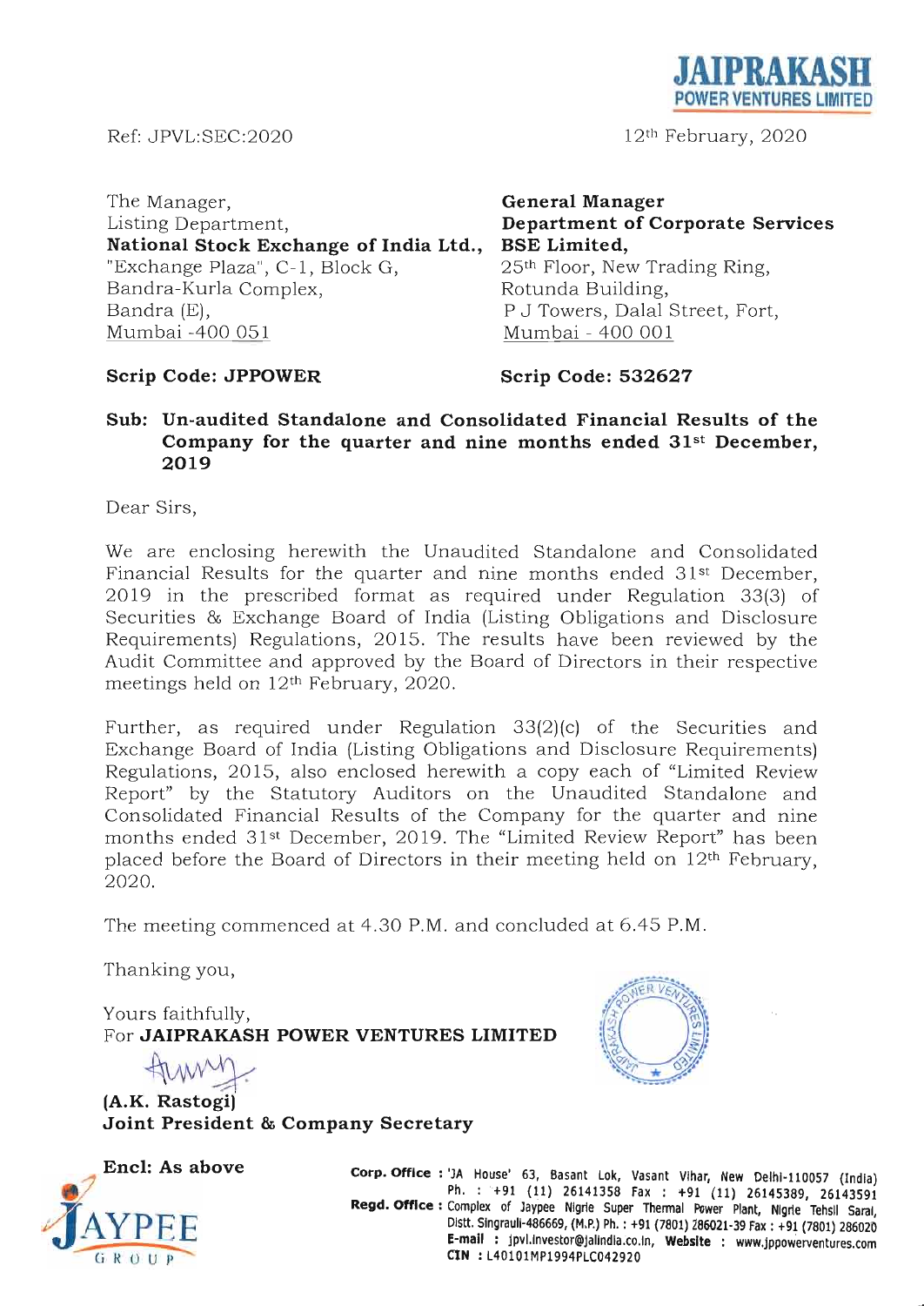**JAIPRAKASH**
**POWER VENTURES LIMITED**

Ref: JPVL:SEC:2020

12th February, 2020

The Manager,
Listing Department,
**National Stock Exchange of India Ltd.,**
"Exchange Plaza", C-1, Block G,
Bandra-Kurla Complex,
Bandra (E),
Mumbai -400 051

**Scrip Code: JPPOWER**

**General Manager**
**Department of Corporate Services**
**BSE Limited,**
25th Floor, New Trading Ring,
Rotunda Building,
P J Towers, Dalal Street, Fort,
Mumbai - 400 001

**Scrip Code: 532627**

**Sub: Un-audited Standalone and Consolidated Financial Results of the Company for the quarter and nine months ended 31st December, 2019**

Dear Sirs,

We are enclosing herewith the Unaudited Standalone and Consolidated Financial Results for the quarter and nine months ended 31st December, 2019 in the prescribed format as required under Regulation 33(3) of Securities & Exchange Board of India (Listing Obligations and Disclosure Requirements) Regulations, 2015. The results have been reviewed by the Audit Committee and approved by the Board of Directors in their respective meetings held on 12th February, 2020.

Further, as required under Regulation 33(2)(c) of the Securities and Exchange Board of India (Listing Obligations and Disclosure Requirements) Regulations, 2015, also enclosed herewith a copy each of "Limited Review Report" by the Statutory Auditors on the Unaudited Standalone and Consolidated Financial Results of the Company for the quarter and nine months ended 31st December, 2019. The "Limited Review Report" has been placed before the Board of Directors in their meeting held on 12th February, 2020.

The meeting commenced at 4.30 P.M. and concluded at 6.45 P.M.

Thanking you,

Yours faithfully,
For **JAIPRAKASH POWER VENTURES LIMITED**

**(A.K. Rastogi)**
**Joint President & Company Secretary**

**Encl: As above**

**JAYPEE GROUP**

**Corp. Office** : 'JA House' 63, Basant Lok, Vasant Vihar, New Delhi-110057 (India) Ph. : +91 (11) 26141358 Fax : +91 (11) 26145389, 26143591
**Regd. Office** : Complex of Jaypee Nigrie Super Thermal Power Plant, Nigrie Tehsil Sarai, Distt. Singrauli-486669, (M.P.) Ph. : +91 (7801) 286021-39 Fax : +91 (7801) 286020
**E-mail** : jpvl.investor@jalindia.co.in, **Website** : www.jppowerventures.com
**CIN** : L40101MP1994PLC042920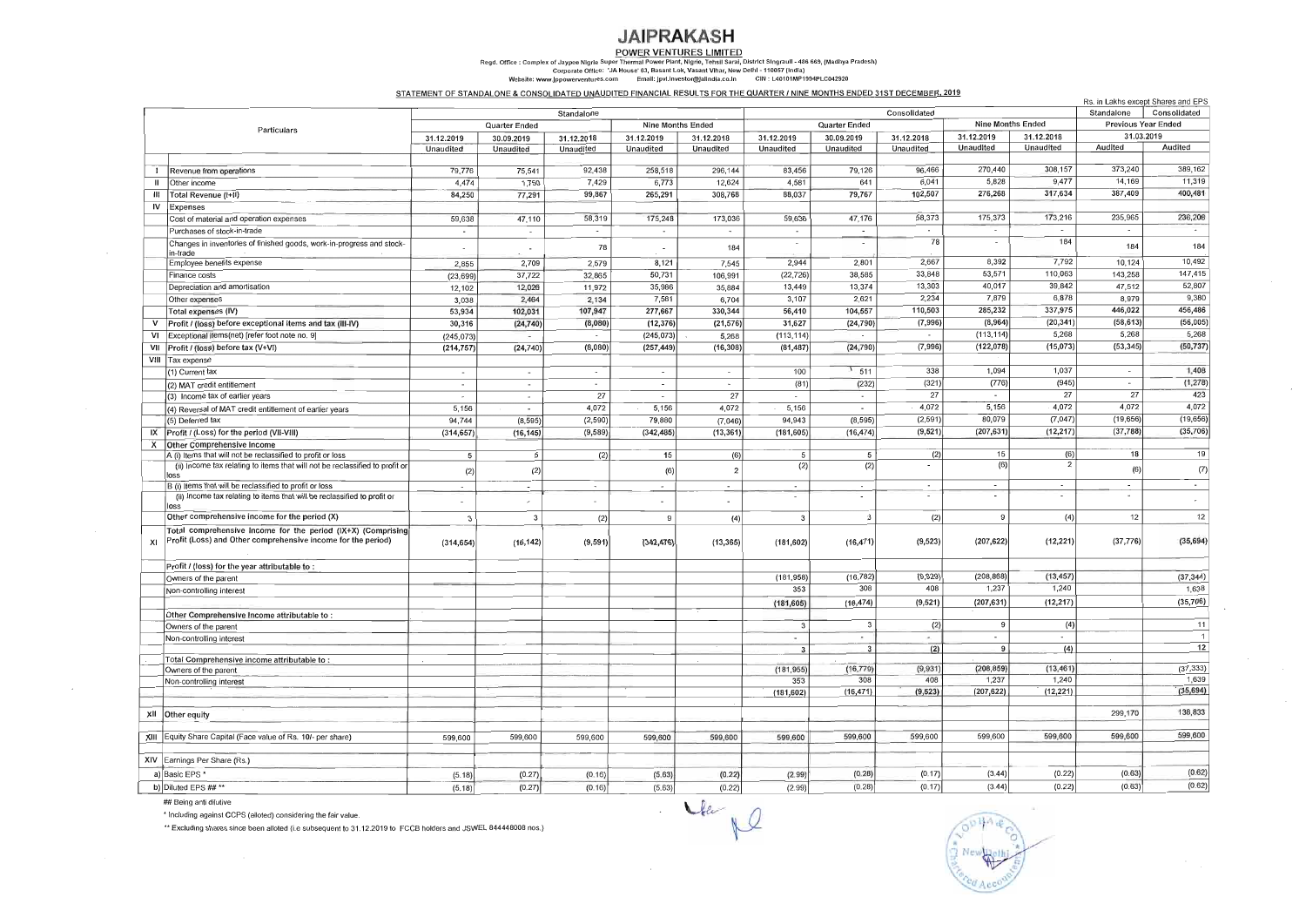# JAIPRAKASH

## POWER VENTURES LIMITED

Regd. Office : Complex of Jaypee Nigrie Super Thermal Power Plant, Nigrie, Tehsil Sarai, District Singrauli - 486 669, (Madhya Pradesh)
Corporate Office: 'JA House' 63, Basant Lok, Vasant Vihar, New Delhi - 110057 (India)
Website: www.jppowerventures.com Email: jpvl.investor@jalindia.co.in CIN : L40101MP1994PLC042920

**STATEMENT OF STANDALONE & CONSOLIDATED UNAUDITED FINANCIAL RESULTS FOR THE QUARTER / NINE MONTHS ENDED 31ST DECEMBER, 2019**

Rs. in Lakhs except Shares and EPS

| | Particulars | Standalone | | | | | Consolidated | | | | | Standalone | Consolidated |
|---|---|---|---|---|---|---|---|---|---|---|---|---|---|
| | | Quarter Ended | | | Nine Months Ended | | Quarter Ended | | | Nine Months Ended | | Previous Year Ended | |
| | | 31.12.2019 | 30.09.2019 | 31.12.2018 | 31.12.2019 | 31.12.2018 | 31.12.2019 | 30.09.2019 | 31.12.2018 | 31.12.2019 | 31.12.2018 | 31.03.2019 | |
| | | Unaudited | Unaudited | Unaudited | Unaudited | Unaudited | Unaudited | Unaudited | Unaudited | Unaudited | Unaudited | Audited | Audited |
| I | Revenue from operations | 79,776 | 75,541 | 92,438 | 258,518 | 296,144 | 83,456 | 79,126 | 96,466 | 270,440 | 308,157 | 373,240 | 389,162 |
| II | Other income | 4,474 | 1,750 | 7,429 | 6,773 | 12,624 | 4,581 | 641 | 6,041 | 5,828 | 9,477 | 14,169 | 11,319 |
| III | Total Revenue (I+II) | 84,250 | 77,291 | 99,867 | 265,291 | 308,768 | 88,037 | 79,767 | 102,507 | 276,268 | 317,634 | 387,409 | 400,481 |
| IV | Expenses | | | | | | | | | | | | |
| | Cost of material and operation expenses | 59,638 | 47,110 | 58,319 | 175,248 | 173,036 | 59,638 | 47,176 | 58,373 | 175,373 | 173,216 | 235,965 | 236,206 |
| | Purchases of stock-in-trade | - | - | - | - | - | - | - | - | - | - | - | - |
| | Changes in inventories of finished goods, work-in-progress and stock-in-trade | - | - | 78 | - | 184 | - | - | 78 | - | 184 | 184 | 184 |
| | Employee benefits expense | 2,855 | 2,709 | 2,579 | 8,121 | 7,545 | 2,944 | 2,801 | 2,667 | 8,392 | 7,792 | 10,124 | 10,492 |
| | Finance costs | (23,699) | 37,722 | 32,865 | 50,731 | 106,991 | (22,726) | 38,585 | 33,848 | 53,571 | 110,063 | 143,258 | 147,415 |
| | Depreciation and amortisation | 12,102 | 12,026 | 11,972 | 35,986 | 35,884 | 13,449 | 13,374 | 13,303 | 40,017 | 39,842 | 47,512 | 52,807 |
| | Other expenses | 3,038 | 2,464 | 2,134 | 7,581 | 6,704 | 3,107 | 2,621 | 2,234 | 7,879 | 6,878 | 8,979 | 9,380 |
| | Total expenses (IV) | 53,934 | 102,031 | 107,947 | 277,667 | 330,344 | 56,410 | 104,557 | 110,503 | 285,232 | 337,975 | 446,022 | 456,486 |
| V | Profit / (loss) before exceptional items and tax (III-IV) | 30,316 | (24,740) | (8,080) | (12,376) | (21,576) | 31,627 | (24,790) | (7,996) | (8,964) | (20,341) | (58,613) | (56,005) |
| VI | Exceptional items(net) [refer foot note no. 9] | (245,073) | - | - | (245,073) | 5,268 | (113,114) | - | - | (113,114) | 5,268 | 5,268 | 5,268 |
| VII | Profit / (loss) before tax (V+VI) | (214,757) | (24,740) | (8,080) | (257,449) | (16,308) | (81,487) | (24,790) | (7,996) | (122,078) | (15,073) | (53,345) | (50,737) |
| VIII | Tax expense | | | | | | | | | | | | |
| | (1) Current tax | - | - | - | - | - | 100 | 511 | 338 | 1,094 | 1,037 | - | 1,408 |
| | (2) MAT credit entitlement | - | - | - | - | - | (81) | (232) | (321) | (776) | (945) | - | (1,278) |
| | (3) Income tax of earlier years | - | - | 27 | - | 27 | - | - | 27 | - | 27 | 27 | 423 |
| | (4) Reversal of MAT credit entitlement of earlier years | 5,156 | - | 4,072 | 5,156 | 4,072 | 5,156 | - | 4,072 | 5,156 | 4,072 | 4,072 | 4,072 |
| | (5) Deferred tax | 94,744 | (8,595) | (2,590) | 79,880 | (7,046) | 94,943 | (8,595) | (2,591) | 80,079 | (7,047) | (19,656) | (19,656) |
| IX | Profit / (Loss) for the period (VII-VIII) | (314,657) | (16,145) | (9,589) | (342,485) | (13,361) | (181,605) | (16,474) | (9,521) | (207,631) | (12,217) | (37,788) | (35,706) |
| X | Other Comprehensive Income | | | | | | | | | | | | |
| | A (i) Items that will not be reclassified to profit or loss | 5 | 5 | (2) | 15 | (6) | 5 | 5 | (2) | 15 | (6) | 18 | 19 |
| | (ii) Income tax relating to items that will not be reclassified to profit or loss | (2) | (2) | | (6) | 2 | (2) | (2) | - | (6) | 2 | (6) | (7) |
| | B (i) Items that will be reclassified to profit or loss | - | - | - | - | - | - | - | - | - | - | - | - |
| | (ii) Income tax relating to items that will be reclassified to profit or loss | - | - | - | - | - | - | - | - | - | - | - | - |
| | Other comprehensive income for the period (X) | 3 | 3 | (2) | 9 | (4) | 3 | 3 | (2) | 9 | (4) | 12 | 12 |
| XI | Total comprehensive income for the period (IX+X) (Comprising Profit (Loss) and Other comprehensive income for the period) | (314,654) | (16,142) | (9,591) | (342,476) | (13,365) | (181,602) | (16,471) | (9,523) | (207,622) | (12,221) | (37,776) | (35,694) |
| | Profit / (loss) for the year attributable to : | | | | | | | | | | | | |
| | Owners of the parent | | | | | | (181,958) | (16,782) | (9,929) | (208,868) | (13,457) | | (37,344) |
| | Non-controlling interest | | | | | | 353 | 308 | 408 | 1,237 | 1,240 | | 1,638 |
| | | | | | | | (181,605) | (16,474) | (9,521) | (207,631) | (12,217) | | (35,706) |
| | Other Comprehensive Income attributable to : | | | | | | | | | | | | |
| | Owners of the parent | | | | | | 3 | 3 | (2) | 9 | (4) | | 11 |
| | Non-controlling interest | | | | | | - | - | - | - | - | | 1 |
| | | | | | | | 3 | 3 | (2) | 9 | (4) | | 12 |
| | Total Comprehensive income attributable to : | | | | | | | | | | | | |
| | Owners of the parent | | | | | | (181,955) | (16,779) | (9,931) | (208,859) | (13,461) | | (37,333) |
| | Non-controlling interest | | | | | | 353 | 308 | 408 | 1,237 | 1,240 | | 1,639 |
| | | | | | | | (181,602) | (16,471) | (9,523) | (207,622) | (12,221) | | (35,694) |
| XII | Other equity | | | | | | | | | | | 299,170 | 138,833 |
| XIII | Equity Share Capital (Face value of Rs. 10/- per share) | 599,600 | 599,600 | 599,600 | 599,600 | 599,600 | 599,600 | 599,600 | 599,600 | 599,600 | 599,600 | 599,600 | 599,600 |
| XIV | Earnings Per Share (Rs.) | | | | | | | | | | | | |
| | a) Basic EPS * | (5.18) | (0.27) | (0.16) | (5.63) | (0.22) | (2.99) | (0.28) | (0.17) | (3.44) | (0.22) | (0.63) | (0.62) |
| | b) Diluted EPS ## ** | (5.18) | (0.27) | (0.16) | (5.63) | (0.22) | (2.99) | (0.28) | (0.17) | (3.44) | (0.22) | (0.63) | (0.62) |

## Being anti dilutive

* Including against CCPS (alloted) considering the fair value.

** Excluding shares since been alloted (i.e subsequent to 31.12.2019 to FCCB holders and JSWEL 844448008 nos.)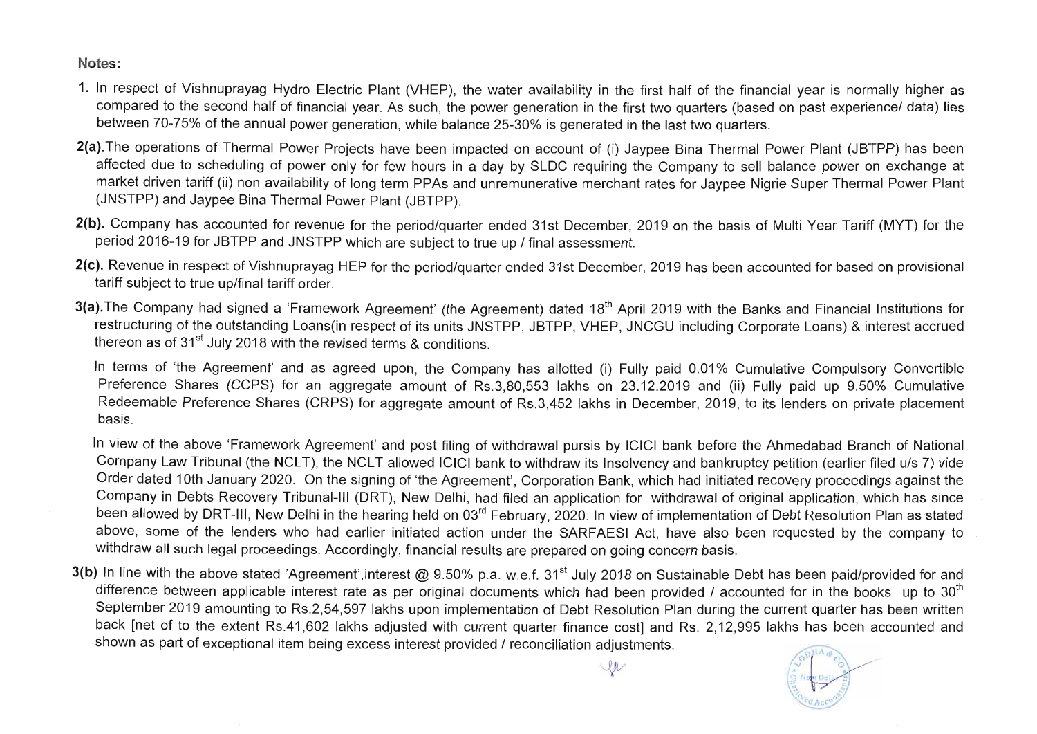**Notes:**

1. In respect of Vishnuprayag Hydro Electric Plant (VHEP), the water availability in the first half of the financial year is normally higher as compared to the second half of financial year. As such, the power generation in the first two quarters (based on past experience/ data) lies between 70-75% of the annual power generation, while balance 25-30% is generated in the last two quarters.

**2(a).** The operations of Thermal Power Projects have been impacted on account of (i) Jaypee Bina Thermal Power Plant (JBTPP) has been affected due to scheduling of power only for few hours in a day by SLDC requiring the Company to sell balance power on exchange at market driven tariff (ii) non availability of long term PPAs and unremunerative merchant rates for Jaypee Nigrie Super Thermal Power Plant (JNSTPP) and Jaypee Bina Thermal Power Plant (JBTPP).

**2(b).** Company has accounted for revenue for the period/quarter ended 31st December, 2019 on the basis of Multi Year Tariff (MYT) for the period 2016-19 for JBTPP and JNSTPP which are subject to true up / final assessment.

**2(c).** Revenue in respect of Vishnuprayag HEP for the period/quarter ended 31st December, 2019 has been accounted for based on provisional tariff subject to true up/final tariff order.

**3(a).** The Company had signed a 'Framework Agreement' (the Agreement) dated 18th April 2019 with the Banks and Financial Institutions for restructuring of the outstanding Loans(in respect of its units JNSTPP, JBTPP, VHEP, JNCGU including Corporate Loans) & interest accrued thereon as of 31st July 2018 with the revised terms & conditions.

In terms of 'the Agreement' and as agreed upon, the Company has allotted (i) Fully paid 0.01% Cumulative Compulsory Convertible Preference Shares (CCPS) for an aggregate amount of Rs.3,80,553 lakhs on 23.12.2019 and (ii) Fully paid up 9.50% Cumulative Redeemable Preference Shares (CRPS) for aggregate amount of Rs.3,452 lakhs in December, 2019, to its lenders on private placement basis.

In view of the above 'Framework Agreement' and post filing of withdrawal pursis by ICICI bank before the Ahmedabad Branch of National Company Law Tribunal (the NCLT), the NCLT allowed ICICI bank to withdraw its Insolvency and bankruptcy petition (earlier filed u/s 7) vide Order dated 10th January 2020. On the signing of 'the Agreement', Corporation Bank, which had initiated recovery proceedings against the Company in Debts Recovery Tribunal-III (DRT), New Delhi, had filed an application for withdrawal of original application, which has since been allowed by DRT-III, New Delhi in the hearing held on 03rd February, 2020. In view of implementation of Debt Resolution Plan as stated above, some of the lenders who had earlier initiated action under the SARFAESI Act, have also been requested by the company to withdraw all such legal proceedings. Accordingly, financial results are prepared on going concern basis.

**3(b)** In line with the above stated 'Agreement',interest @ 9.50% p.a. w.e.f. 31st July 2018 on Sustainable Debt has been paid/provided for and difference between applicable interest rate as per original documents which had been provided / accounted for in the books up to 30th September 2019 amounting to Rs.2,54,597 lakhs upon implementation of Debt Resolution Plan during the current quarter has been written back [net of to the extent Rs.41,602 lakhs adjusted with current quarter finance cost] and Rs. 2,12,995 lakhs has been accounted and shown as part of exceptional item being excess interest provided / reconciliation adjustments.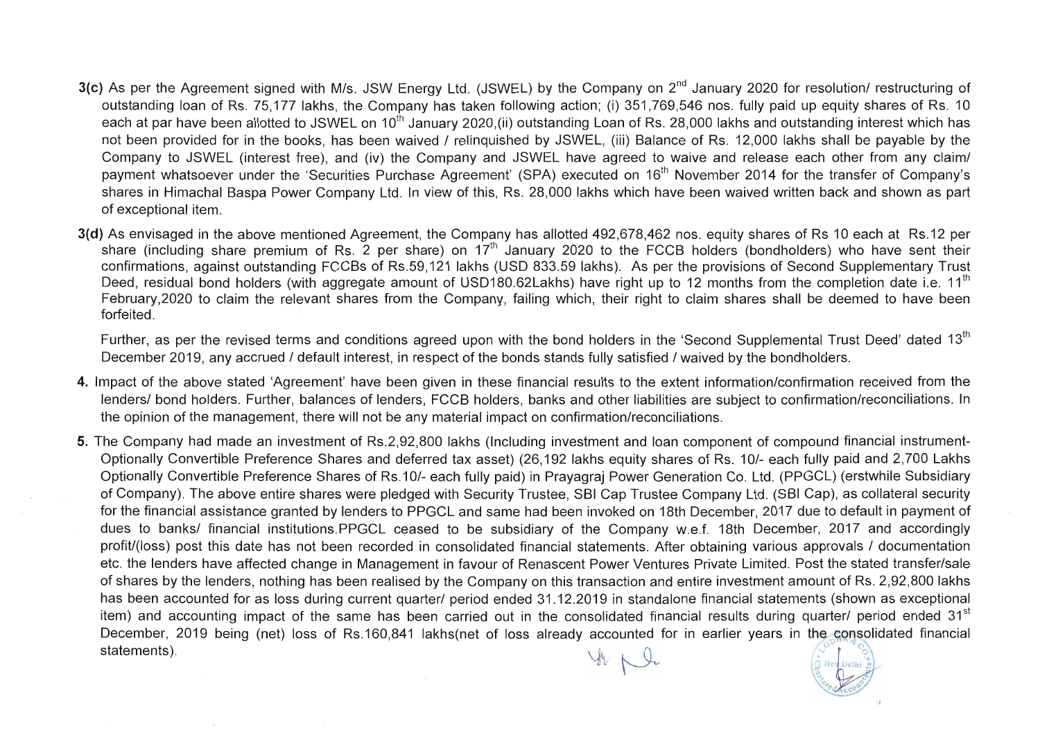**3(c)** As per the Agreement signed with M/s. JSW Energy Ltd. (JSWEL) by the Company on 2[nd] January 2020 for resolution/ restructuring of outstanding loan of Rs. 75,177 lakhs, the Company has taken following action; (i) 351,769,546 nos. fully paid up equity shares of Rs. 10 each at par have been allotted to JSWEL on 10[th] January 2020,(ii) outstanding Loan of Rs. 28,000 lakhs and outstanding interest which has not been provided for in the books, has been waived / relinquished by JSWEL, (iii) Balance of Rs. 12,000 lakhs shall be payable by the Company to JSWEL (interest free), and (iv) the Company and JSWEL have agreed to waive and release each other from any claim/ payment whatsoever under the 'Securities Purchase Agreement' (SPA) executed on 16[th] November 2014 for the transfer of Company's shares in Himachal Baspa Power Company Ltd. In view of this, Rs. 28,000 lakhs which have been waived written back and shown as part of exceptional item.

**3(d)** As envisaged in the above mentioned Agreement, the Company has allotted 492,678,462 nos. equity shares of Rs 10 each at Rs.12 per share (including share premium of Rs. 2 per share) on 17[th] January 2020 to the FCCB holders (bondholders) who have sent their confirmations, against outstanding FCCBs of Rs.59,121 lakhs (USD 833.59 lakhs). As per the provisions of Second Supplementary Trust Deed, residual bond holders (with aggregate amount of USD180.62Lakhs) have right up to 12 months from the completion date i.e. 11[th] February,2020 to claim the relevant shares from the Company, failing which, their right to claim shares shall be deemed to have been forfeited.

Further, as per the revised terms and conditions agreed upon with the bond holders in the 'Second Supplemental Trust Deed' dated 13[th] December 2019, any accrued / default interest, in respect of the bonds stands fully satisfied / waived by the bondholders.

**4.** Impact of the above stated 'Agreement' have been given in these financial results to the extent information/confirmation received from the lenders/ bond holders. Further, balances of lenders, FCCB holders, banks and other liabilities are subject to confirmation/reconciliations. In the opinion of the management, there will not be any material impact on confirmation/reconciliations.

**5.** The Company had made an investment of Rs.2,92,800 lakhs (Including investment and loan component of compound financial instrument-Optionally Convertible Preference Shares and deferred tax asset) (26,192 lakhs equity shares of Rs. 10/- each fully paid and 2,700 Lakhs Optionally Convertible Preference Shares of Rs.10/- each fully paid) in Prayagraj Power Generation Co. Ltd. (PPGCL) (erstwhile Subsidiary of Company). The above entire shares were pledged with Security Trustee, SBI Cap Trustee Company Ltd. (SBI Cap), as collateral security for the financial assistance granted by lenders to PPGCL and same had been invoked on 18th December, 2017 due to default in payment of dues to banks/ financial institutions.PPGCL ceased to be subsidiary of the Company w.e.f. 18th December, 2017 and accordingly profit/(loss) post this date has not been recorded in consolidated financial statements. After obtaining various approvals / documentation etc. the lenders have affected change in Management in favour of Renascent Power Ventures Private Limited. Post the stated transfer/sale of shares by the lenders, nothing has been realised by the Company on this transaction and entire investment amount of Rs. 2,92,800 lakhs has been accounted for as loss during current quarter/ period ended 31.12.2019 in standalone financial statements (shown as exceptional item) and accounting impact of the same has been carried out in the consolidated financial results during quarter/ period ended 31[st] December, 2019 being (net) loss of Rs.160,841 lakhs(net of loss already accounted for in earlier years in the consolidated financial statements).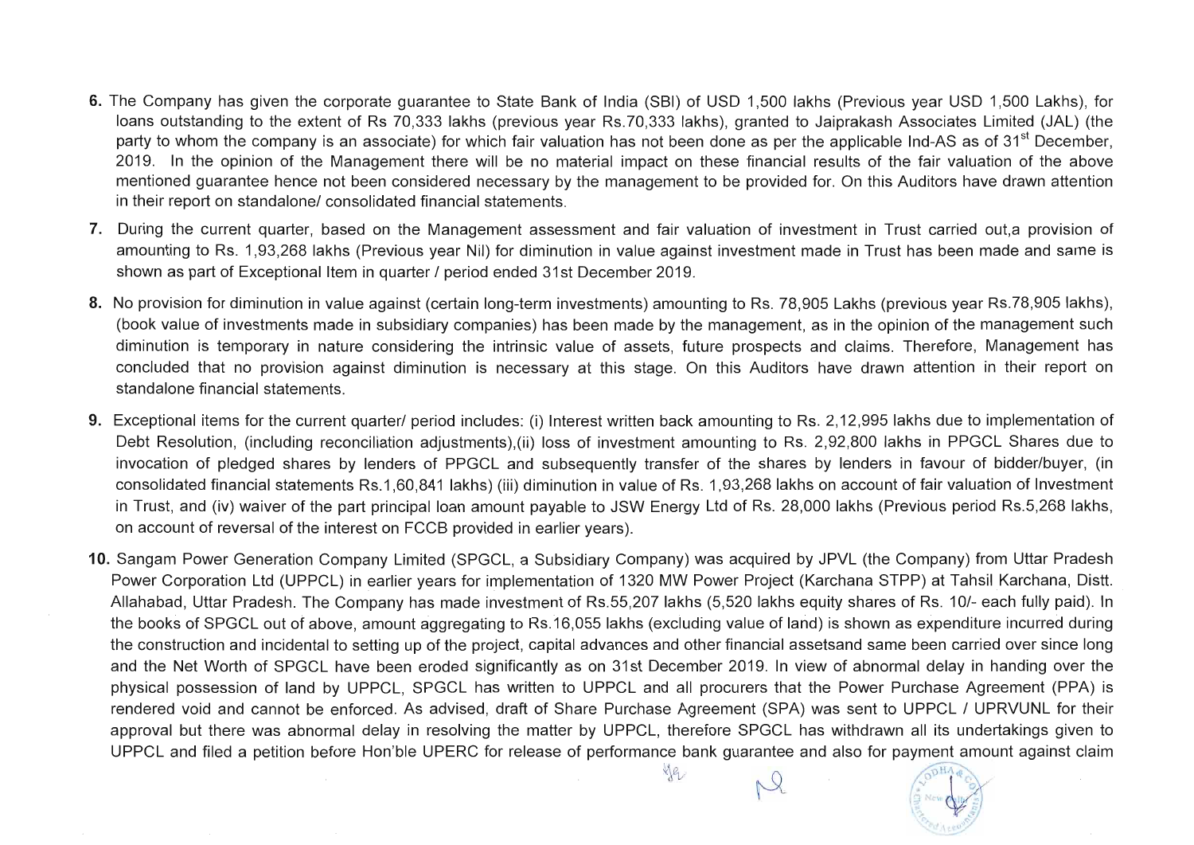6. The Company has given the corporate guarantee to State Bank of India (SBI) of USD 1,500 lakhs (Previous year USD 1,500 Lakhs), for loans outstanding to the extent of Rs 70,333 lakhs (previous year Rs.70,333 lakhs), granted to Jaiprakash Associates Limited (JAL) (the party to whom the company is an associate) for which fair valuation has not been done as per the applicable Ind-AS as of 31st December, 2019. In the opinion of the Management there will be no material impact on these financial results of the fair valuation of the above mentioned guarantee hence not been considered necessary by the management to be provided for. On this Auditors have drawn attention in their report on standalone/ consolidated financial statements.

7. During the current quarter, based on the Management assessment and fair valuation of investment in Trust carried out,a provision of amounting to Rs. 1,93,268 lakhs (Previous year Nil) for diminution in value against investment made in Trust has been made and same is shown as part of Exceptional Item in quarter / period ended 31st December 2019.

8. No provision for diminution in value against (certain long-term investments) amounting to Rs. 78,905 Lakhs (previous year Rs.78,905 lakhs), (book value of investments made in subsidiary companies) has been made by the management, as in the opinion of the management such diminution is temporary in nature considering the intrinsic value of assets, future prospects and claims. Therefore, Management has concluded that no provision against diminution is necessary at this stage. On this Auditors have drawn attention in their report on standalone financial statements.

9. Exceptional items for the current quarter/ period includes: (i) Interest written back amounting to Rs. 2,12,995 lakhs due to implementation of Debt Resolution, (including reconciliation adjustments),(ii) loss of investment amounting to Rs. 2,92,800 lakhs in PPGCL Shares due to invocation of pledged shares by lenders of PPGCL and subsequently transfer of the shares by lenders in favour of bidder/buyer, (in consolidated financial statements Rs.1,60,841 lakhs) (iii) diminution in value of Rs. 1,93,268 lakhs on account of fair valuation of Investment in Trust, and (iv) waiver of the part principal loan amount payable to JSW Energy Ltd of Rs. 28,000 lakhs (Previous period Rs.5,268 lakhs, on account of reversal of the interest on FCCB provided in earlier years).

10. Sangam Power Generation Company Limited (SPGCL, a Subsidiary Company) was acquired by JPVL (the Company) from Uttar Pradesh Power Corporation Ltd (UPPCL) in earlier years for implementation of 1320 MW Power Project (Karchana STPP) at Tahsil Karchana, Distt. Allahabad, Uttar Pradesh. The Company has made investment of Rs.55,207 lakhs (5,520 lakhs equity shares of Rs. 10/- each fully paid). In the books of SPGCL out of above, amount aggregating to Rs.16,055 lakhs (excluding value of land) is shown as expenditure incurred during the construction and incidental to setting up of the project, capital advances and other financial assetsand same been carried over since long and the Net Worth of SPGCL have been eroded significantly as on 31st December 2019. In view of abnormal delay in handing over the physical possession of land by UPPCL, SPGCL has written to UPPCL and all procurers that the Power Purchase Agreement (PPA) is rendered void and cannot be enforced. As advised, draft of Share Purchase Agreement (SPA) was sent to UPPCL / UPRVUNL for their approval but there was abnormal delay in resolving the matter by UPPCL, therefore SPGCL has withdrawn all its undertakings given to UPPCL and filed a petition before Hon'ble UPERC for release of performance bank guarantee and also for payment amount against claim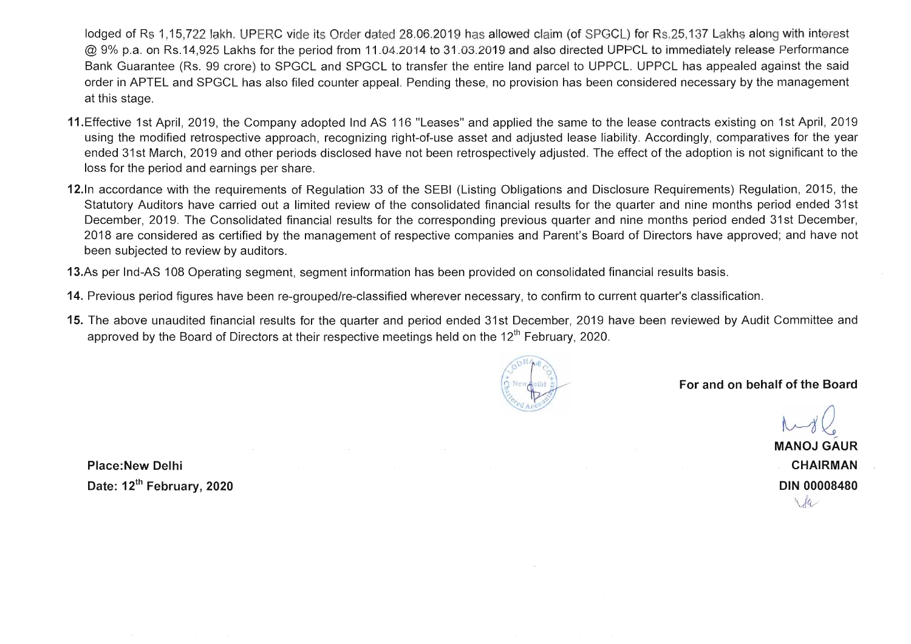lodged of Rs 1,15,722 lakh. UPERC vide its Order dated 28.06.2019 has allowed claim (of SPGCL) for Rs.25,137 Lakhs along with interest @ 9% p.a. on Rs.14,925 Lakhs for the period from 11.04.2014 to 31.03.2019 and also directed UPPCL to immediately release Performance Bank Guarantee (Rs. 99 crore) to SPGCL and SPGCL to transfer the entire land parcel to UPPCL. UPPCL has appealed against the said order in APTEL and SPGCL has also filed counter appeal. Pending these, no provision has been considered necessary by the management at this stage.

**11.** Effective 1st April, 2019, the Company adopted Ind AS 116 "Leases" and applied the same to the lease contracts existing on 1st April, 2019 using the modified retrospective approach, recognizing right-of-use asset and adjusted lease liability. Accordingly, comparatives for the year ended 31st March, 2019 and other periods disclosed have not been retrospectively adjusted. The effect of the adoption is not significant to the loss for the period and earnings per share.

**12.** In accordance with the requirements of Regulation 33 of the SEBI (Listing Obligations and Disclosure Requirements) Regulation, 2015, the Statutory Auditors have carried out a limited review of the consolidated financial results for the quarter and nine months period ended 31st December, 2019. The Consolidated financial results for the corresponding previous quarter and nine months period ended 31st December, 2018 are considered as certified by the management of respective companies and Parent's Board of Directors have approved; and have not been subjected to review by auditors.

**13.** As per Ind-AS 108 Operating segment, segment information has been provided on consolidated financial results basis.

**14.** Previous period figures have been re-grouped/re-classified wherever necessary, to confirm to current quarter's classification.

**15.** The above unaudited financial results for the quarter and period ended 31st December, 2019 have been reviewed by Audit Committee and approved by the Board of Directors at their respective meetings held on the 12th February, 2020.

**For and on behalf of the Board**

**MANOJ GAUR**
**CHAIRMAN**
**DIN 00008480**

**Place: New Delhi**
**Date: 12th February, 2020**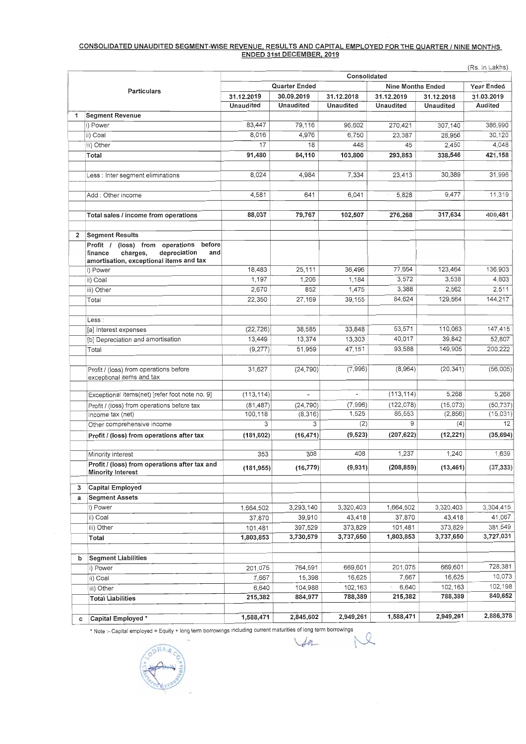## CONSOLIDATED UNAUDITED SEGMENT-WISE REVENUE, RESULTS AND CAPITAL EMPLOYED FOR THE QUARTER / NINE MONTHS ENDED 31st DECEMBER, 2019

(Rs. in Lakhs)

| | Particulars | Consolidated | | | | | |
|---|---|---|---|---|---|---|---|
| | | Quarter Ended | | | Nine Months Ended | | Year Ended |
| | | 31.12.2019 | 30.09.2019 | 31.12.2018 | 31.12.2019 | 31.12.2018 | 31.03.2019 |
| | | Unaudited | Unaudited | Unaudited | Unaudited | Unaudited | Audited |
| 1 | **Segment Revenue** | | | | | | |
| | i) Power | 83,447 | 79,116 | 96,602 | 270,421 | 307,140 | 386,990 |
| | ii) Coal | 8,016 | 4,976 | 6,750 | 23,387 | 28,956 | 30,120 |
| | iii) Other | 17 | 18 | 448 | 45 | 2,450 | 4,048 |
| | **Total** | **91,480** | **84,110** | **103,800** | **293,853** | **338,546** | **421,158** |
| | Less : Inter segment eliminations | 8,024 | 4,984 | 7,334 | 23,413 | 30,389 | 31,996 |
| | Add : Other income | 4,581 | 641 | 6,041 | 5,828 | 9,477 | 11,319 |
| | **Total sales / income from operations** | **88,037** | **79,767** | **102,507** | **276,268** | **317,634** | **400,481** |
| 2 | **Segment Results** | | | | | | |
| | **Profit / (loss) from operations before finance charges, depreciation and amortisation, exceptional items and tax** | | | | | | |
| | i) Power | 18,483 | 25,111 | 36,496 | 77,664 | 123,464 | 136,903 |
| | ii) Coal | 1,197 | 1,206 | 1,184 | 3,572 | 3,538 | 4,803 |
| | iii) Other | 2,670 | 852 | 1,475 | 3,388 | 2,562 | 2,511 |
| | Total | 22,350 | 27,169 | 39,155 | 84,624 | 129,564 | 144,217 |
| | Less : | | | | | | |
| | [a] Interest expenses | (22,726) | 38,585 | 33,848 | 53,571 | 110,063 | 147,415 |
| | [b] Depreciation and amortisation | 13,449 | 13,374 | 13,303 | 40,017 | 39,842 | 52,807 |
| | Total | (9,277) | 51,959 | 47,151 | 93,588 | 149,905 | 200,222 |
| | Profit / (loss) from operations before exceptional items and tax | 31,627 | (24,790) | (7,996) | (8,964) | (20,341) | (56,005) |
| | Exceptional items(net) [refer foot note no. 9] | (113,114) | - | - | (113,114) | 5,268 | 5,268 |
| | Profit / (loss) from operations before tax | (81,487) | (24,790) | (7,996) | (122,078) | (15,073) | (50,737) |
| | Income tax (net) | 100,118 | (8,316) | 1,525 | 85,553 | (2,856) | (15,031) |
| | Other comprehensive income | 3 | 3 | (2) | 9 | (4) | 12 |
| | **Profit / (loss) from operations after tax** | **(181,602)** | **(16,471)** | **(9,523)** | **(207,622)** | **(12,221)** | **(35,694)** |
| | Minority interest | 353 | 308 | 408 | 1,237 | 1,240 | 1,639 |
| | **Profit / (loss) from operations after tax and Minority Interest** | **(181,955)** | **(16,779)** | **(9,931)** | **(208,859)** | **(13,461)** | **(37,333)** |
| 3 | **Capital Employed** | | | | | | |
| a | **Segment Assets** | | | | | | |
| | i) Power | 1,664,502 | 3,293,140 | 3,320,403 | 1,664,502 | 3,320,403 | 3,304,415 |
| | ii) Coal | 37,870 | 39,910 | 43,418 | 37,870 | 43,418 | 41,067 |
| | iii) Other | 101,481 | 397,529 | 373,829 | 101,481 | 373,829 | 381,549 |
| | **Total** | **1,803,853** | **3,730,579** | **3,737,650** | **1,803,853** | **3,737,650** | **3,727,031** |
| b | **Segment Liabilities** | | | | | | |
| | i) Power | 201,075 | 764,591 | 669,601 | 201,075 | 669,601 | 728,381 |
| | ii) Coal | 7,667 | 15,398 | 16,625 | 7,667 | 16,625 | 10,073 |
| | iii) Other | 6,640 | 104,988 | 102,163 | 6,640 | 102,163 | 102,198 |
| | **Total Liabilities** | **215,382** | **884,977** | **788,389** | **215,382** | **788,389** | **840,652** |
| c | **Capital Employed *** | **1,588,471** | **2,845,602** | **2,949,261** | **1,588,471** | **2,949,261** | **2,886,378** |

* Note :- Capital employed = Equity + long term borrowings including current maturities of long term borrowings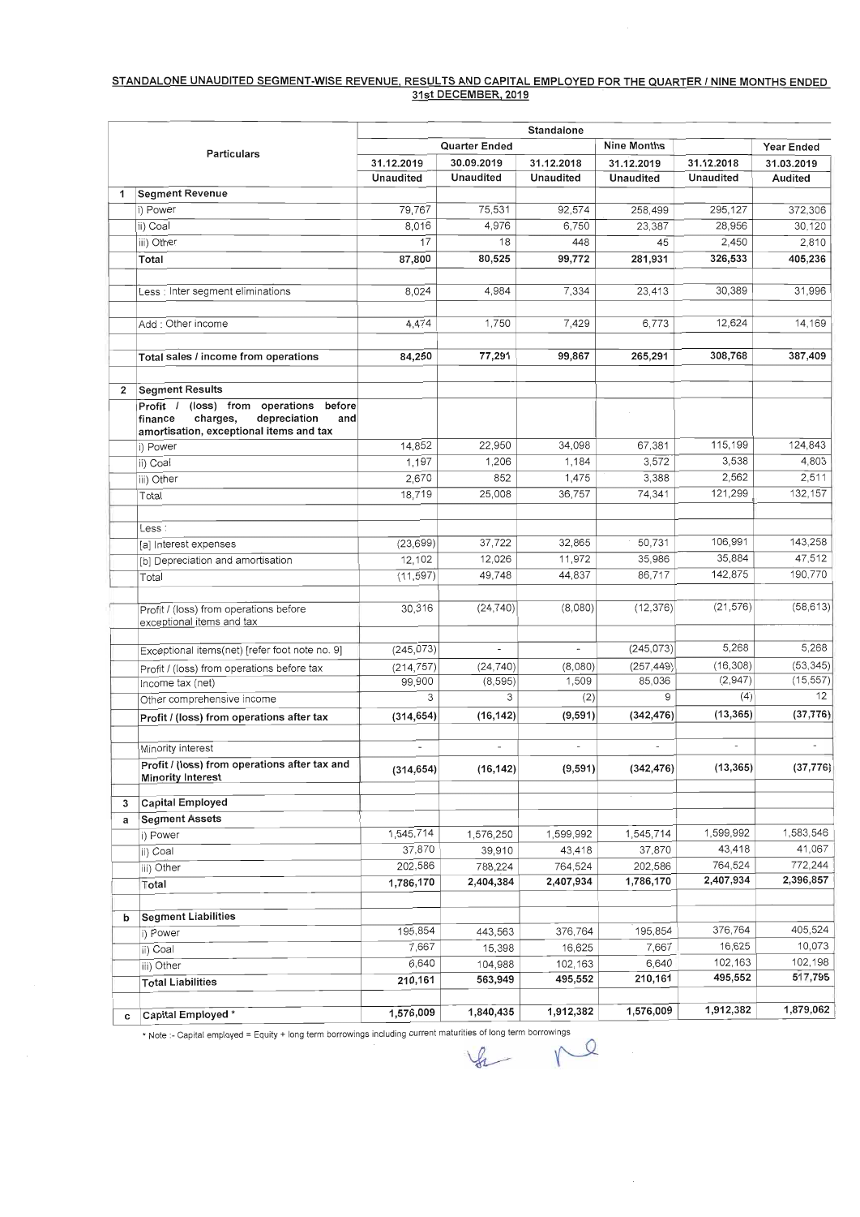**STANDALONE UNAUDITED SEGMENT-WISE REVENUE, RESULTS AND CAPITAL EMPLOYED FOR THE QUARTER / NINE MONTHS ENDED 31st DECEMBER, 2019**

| | Particulars | Standalone | | | | | |
|---|---|---|---|---|---|---|---|
| | | Quarter Ended | | | Nine Months | | Year Ended |
| | | 31.12.2019 | 30.09.2019 | 31.12.2018 | 31.12.2019 | 31.12.2018 | 31.03.2019 |
| | | Unaudited | Unaudited | Unaudited | Unaudited | Unaudited | Audited |
| 1 | **Segment Revenue** | | | | | | |
| | i) Power | 79,767 | 75,531 | 92,574 | 258,499 | 295,127 | 372,306 |
| | ii) Coal | 8,016 | 4,976 | 6,750 | 23,387 | 28,956 | 30,120 |
| | iii) Other | 17 | 18 | 448 | 45 | 2,450 | 2,810 |
| | **Total** | **87,800** | **80,525** | **99,772** | **281,931** | **326,533** | **405,236** |
| | Less : Inter segment eliminations | 8,024 | 4,984 | 7,334 | 23,413 | 30,389 | 31,996 |
| | Add : Other income | 4,474 | 1,750 | 7,429 | 6,773 | 12,624 | 14,169 |
| | **Total sales / income from operations** | **84,250** | **77,291** | **99,867** | **265,291** | **308,768** | **387,409** |
| 2 | **Segment Results** | | | | | | |
| | **Profit / (loss) from operations before finance charges, depreciation and amortisation, exceptional items and tax** | | | | | | |
| | i) Power | 14,852 | 22,950 | 34,098 | 67,381 | 115,199 | 124,843 |
| | ii) Coal | 1,197 | 1,206 | 1,184 | 3,572 | 3,538 | 4,803 |
| | iii) Other | 2,670 | 852 | 1,475 | 3,388 | 2,562 | 2,511 |
| | Total | 18,719 | 25,008 | 36,757 | 74,341 | 121,299 | 132,157 |
| | Less : | | | | | | |
| | [a] Interest expenses | (23,699) | 37,722 | 32,865 | 50,731 | 106,991 | 143,258 |
| | [b] Depreciation and amortisation | 12,102 | 12,026 | 11,972 | 35,986 | 35,884 | 47,512 |
| | Total | (11,597) | 49,748 | 44,837 | 86,717 | 142,875 | 190,770 |
| | Profit / (loss) from operations before exceptional items and tax | 30,316 | (24,740) | (8,080) | (12,376) | (21,576) | (58,613) |
| | Exceptional items(net) [refer foot note no. 9] | (245,073) | - | - | (245,073) | 5,268 | 5,268 |
| | Profit / (loss) from operations before tax | (214,757) | (24,740) | (8,080) | (257,449) | (16,308) | (53,345) |
| | Income tax (net) | 99,900 | (8,595) | 1,509 | 85,036 | (2,947) | (15,557) |
| | Other comprehensive income | 3 | 3 | (2) | 9 | (4) | 12 |
| | **Profit / (loss) from operations after tax** | **(314,654)** | **(16,142)** | **(9,591)** | **(342,476)** | **(13,365)** | **(37,776)** |
| | Minority interest | - | - | - | - | - | - |
| | **Profit / (loss) from operations after tax and Minority Interest** | **(314,654)** | **(16,142)** | **(9,591)** | **(342,476)** | **(13,365)** | **(37,776)** |
| 3 | **Capital Employed** | | | | | | |
| a | **Segment Assets** | | | | | | |
| | i) Power | 1,545,714 | 1,576,250 | 1,599,992 | 1,545,714 | 1,599,992 | 1,583,546 |
| | ii) Coal | 37,870 | 39,910 | 43,418 | 37,870 | 43,418 | 41,067 |
| | iii) Other | 202,586 | 788,224 | 764,524 | 202,586 | 764,524 | 772,244 |
| | **Total** | **1,786,170** | **2,404,384** | **2,407,934** | **1,786,170** | **2,407,934** | **2,396,857** |
| b | **Segment Liabilities** | | | | | | |
| | i) Power | 195,854 | 443,563 | 376,764 | 195,854 | 376,764 | 405,524 |
| | ii) Coal | 7,667 | 15,398 | 16,625 | 7,667 | 16,625 | 10,073 |
| | iii) Other | 6,640 | 104,988 | 102,163 | 6,640 | 102,163 | 102,198 |
| | **Total Liabilities** | **210,161** | **563,949** | **495,552** | **210,161** | **495,552** | **517,795** |
| c | **Capital Employed \*** | **1,576,009** | **1,840,435** | **1,912,382** | **1,576,009** | **1,912,382** | **1,879,062** |

\* Note :- Capital employed = Equity + long term borrowings including current maturities of long term borrowings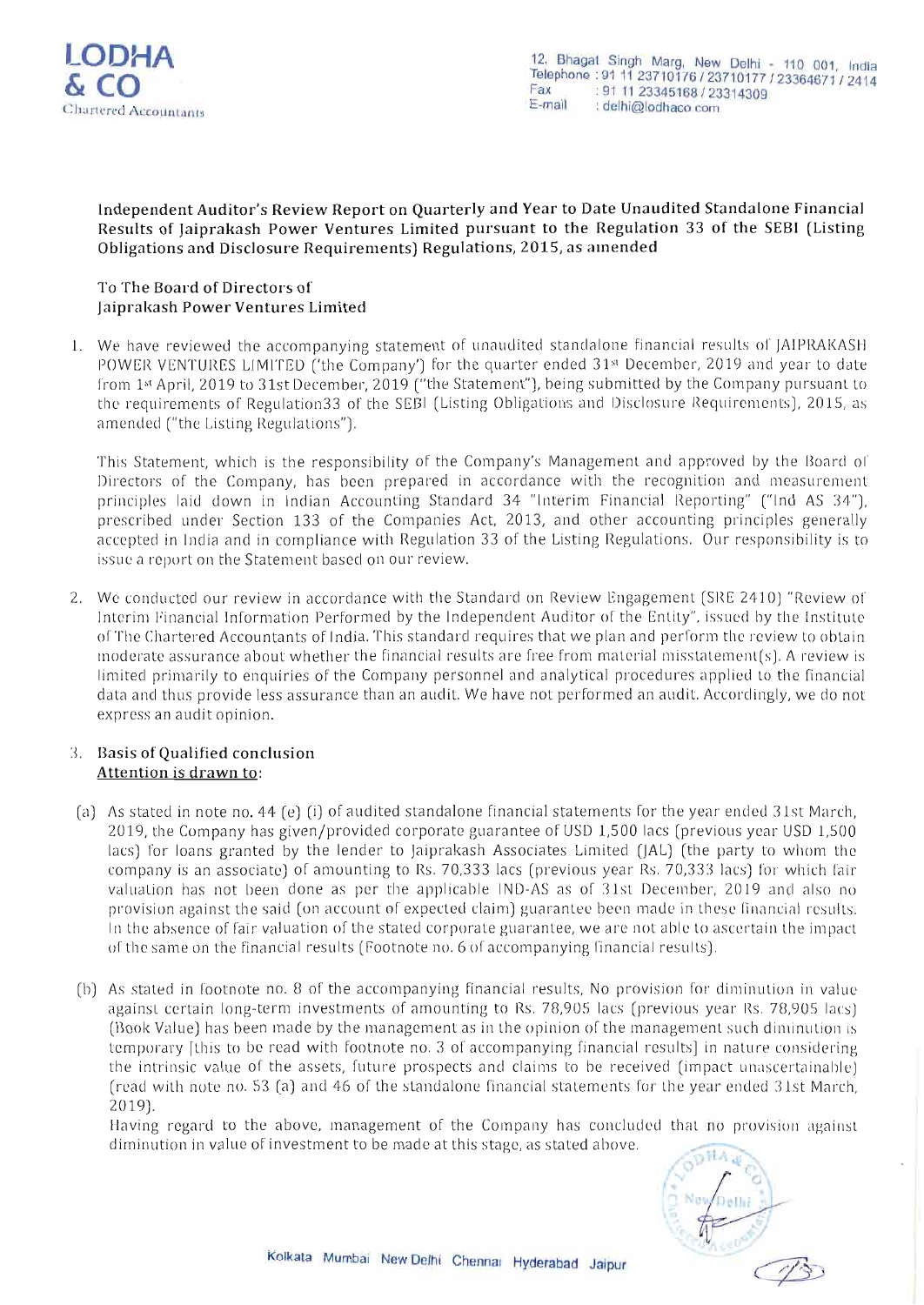**LODHA & CO**
Chartered Accountants

12, Bhagat Singh Marg, New Delhi - 110 001, India
Telephone : 91 11 23710176 / 23710177 / 23364671 / 2414
Fax : 91 11 23345168 / 23314309
E-mail : delhi@lodhaco.com

**Independent Auditor's Review Report on Quarterly and Year to Date Unaudited Standalone Financial Results of Jaiprakash Power Ventures Limited pursuant to the Regulation 33 of the SEBI (Listing Obligations and Disclosure Requirements) Regulations, 2015, as amended**

To The Board of Directors of
Jaiprakash Power Ventures Limited

1. We have reviewed the accompanying statement of unaudited standalone financial results of JAIPRAKASH POWER VENTURES LIMITED ('the Company') for the quarter ended 31st December, 2019 and year to date from 1st April, 2019 to 31st December, 2019 ("the Statement"), being submitted by the Company pursuant to the requirements of Regulation33 of the SEBI (Listing Obligations and Disclosure Requirements), 2015, as amended ("the Listing Regulations").

   This Statement, which is the responsibility of the Company's Management and approved by the Board of Directors of the Company, has been prepared in accordance with the recognition and measurement principles laid down in Indian Accounting Standard 34 "Interim Financial Reporting" ("Ind AS 34"), prescribed under Section 133 of the Companies Act, 2013, and other accounting principles generally accepted in India and in compliance with Regulation 33 of the Listing Regulations. Our responsibility is to issue a report on the Statement based on our review.

2. We conducted our review in accordance with the Standard on Review Engagement (SRE 2410) "Review of Interim Financial Information Performed by the Independent Auditor of the Entity", issued by the Institute of The Chartered Accountants of India. This standard requires that we plan and perform the review to obtain moderate assurance about whether the financial results are free from material misstatement(s). A review is limited primarily to enquiries of the Company personnel and analytical procedures applied to the financial data and thus provide less assurance than an audit. We have not performed an audit. Accordingly, we do not express an audit opinion.

3. **Basis of Qualified conclusion**
   **Attention is drawn to:**

(a) As stated in note no. 44 (e) (i) of audited standalone financial statements for the year ended 31st March, 2019, the Company has given/provided corporate guarantee of USD 1,500 lacs (previous year USD 1,500 lacs) for loans granted by the lender to Jaiprakash Associates Limited (JAL) (the party to whom the company is an associate) of amounting to Rs. 70,333 lacs (previous year Rs. 70,333 lacs) for which fair valuation has not been done as per the applicable IND-AS as of 31st December, 2019 and also no provision against the said (on account of expected claim) guarantee been made in these financial results. In the absence of fair valuation of the stated corporate guarantee, we are not able to ascertain the impact of the same on the financial results (Footnote no. 6 of accompanying financial results).

(b) As stated in footnote no. 8 of the accompanying financial results, No provision for diminution in value against certain long-term investments of amounting to Rs. 78,905 lacs (previous year Rs. 78,905 lacs) (Book Value) has been made by the management as in the opinion of the management such diminution is temporary [this to be read with footnote no. 3 of accompanying financial results] in nature considering the intrinsic value of the assets, future prospects and claims to be received (impact unascertainable) (read with note no. 53 (a) and 46 of the standalone financial statements for the year ended 31st March, 2019).

Having regard to the above, management of the Company has concluded that no provision against diminution in value of investment to be made at this stage, as stated above.

Kolkata Mumbai New Delhi Chennai Hyderabad Jaipur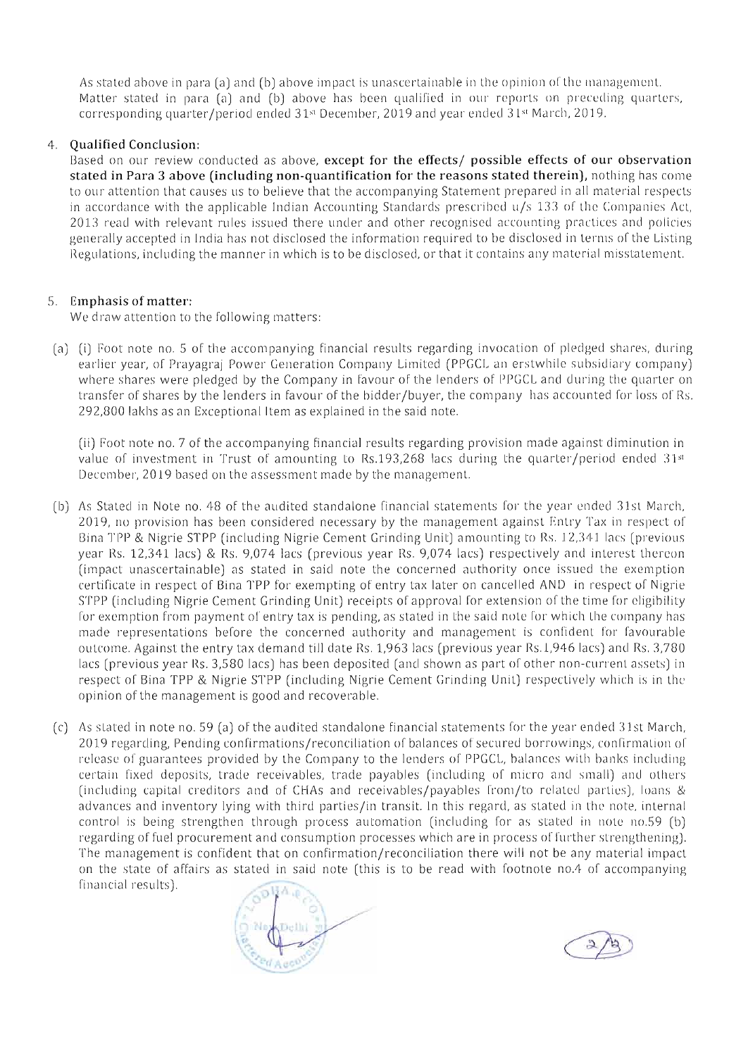As stated above in para (a) and (b) above impact is unascertainable in the opinion of the management. Matter stated in para (a) and (b) above has been qualified in our reports on preceding quarters, corresponding quarter/period ended 31st December, 2019 and year ended 31st March, 2019.

4. **Qualified Conclusion:**

Based on our review conducted as above, **except for the effects/ possible effects of our observation stated in Para 3 above (including non-quantification for the reasons stated therein)**, nothing has come to our attention that causes us to believe that the accompanying Statement prepared in all material respects in accordance with the applicable Indian Accounting Standards prescribed u/s 133 of the Companies Act, 2013 read with relevant rules issued there under and other recognised accounting practices and policies generally accepted in India has not disclosed the information required to be disclosed in terms of the Listing Regulations, including the manner in which is to be disclosed, or that it contains any material misstatement.

5. **Emphasis of matter:**

We draw attention to the following matters:

(a) (i) Foot note no. 5 of the accompanying financial results regarding invocation of pledged shares, during earlier year, of Prayagraj Power Generation Company Limited (PPGCL an erstwhile subsidiary company) where shares were pledged by the Company in favour of the lenders of PPGCL and during the quarter on transfer of shares by the lenders in favour of the bidder/buyer, the company has accounted for loss of Rs. 292,800 lakhs as an Exceptional Item as explained in the said note.

(ii) Foot note no. 7 of the accompanying financial results regarding provision made against diminution in value of investment in Trust of amounting to Rs.193,268 lacs during the quarter/period ended 31st December, 2019 based on the assessment made by the management.

(b) As Stated in Note no. 48 of the audited standalone financial statements for the year ended 31st March, 2019, no provision has been considered necessary by the management against Entry Tax in respect of Bina TPP & Nigrie STPP (including Nigrie Cement Grinding Unit) amounting to Rs. 12,341 lacs (previous year Rs. 12,341 lacs) & Rs. 9,074 lacs (previous year Rs. 9,074 lacs) respectively and interest thereon (impact unascertainable) as stated in said note the concerned authority once issued the exemption certificate in respect of Bina TPP for exempting of entry tax later on cancelled AND in respect of Nigrie STPP (including Nigrie Cement Grinding Unit) receipts of approval for extension of the time for eligibility for exemption from payment of entry tax is pending, as stated in the said note for which the company has made representations before the concerned authority and management is confident for favourable outcome. Against the entry tax demand till date Rs. 1,963 lacs (previous year Rs.1,946 lacs) and Rs. 3,780 lacs (previous year Rs. 3,580 lacs) has been deposited (and shown as part of other non-current assets) in respect of Bina TPP & Nigrie STPP (including Nigrie Cement Grinding Unit) respectively which is in the opinion of the management is good and recoverable.

(c) As stated in note no. 59 (a) of the audited standalone financial statements for the year ended 31st March, 2019 regarding, Pending confirmations/reconciliation of balances of secured borrowings, confirmation of release of guarantees provided by the Company to the lenders of PPGCL, balances with banks including certain fixed deposits, trade receivables, trade payables (including of micro and small) and others (including capital creditors and of CHAs and receivables/payables from/to related parties), loans & advances and inventory lying with third parties/in transit. In this regard, as stated in the note, internal control is being strengthen through process automation (including for as stated in note no.59 (b) regarding of fuel procurement and consumption processes which are in process of further strengthening). The management is confident that on confirmation/reconciliation there will not be any material impact on the state of affairs as stated in said note (this is to be read with footnote no.4 of accompanying financial results).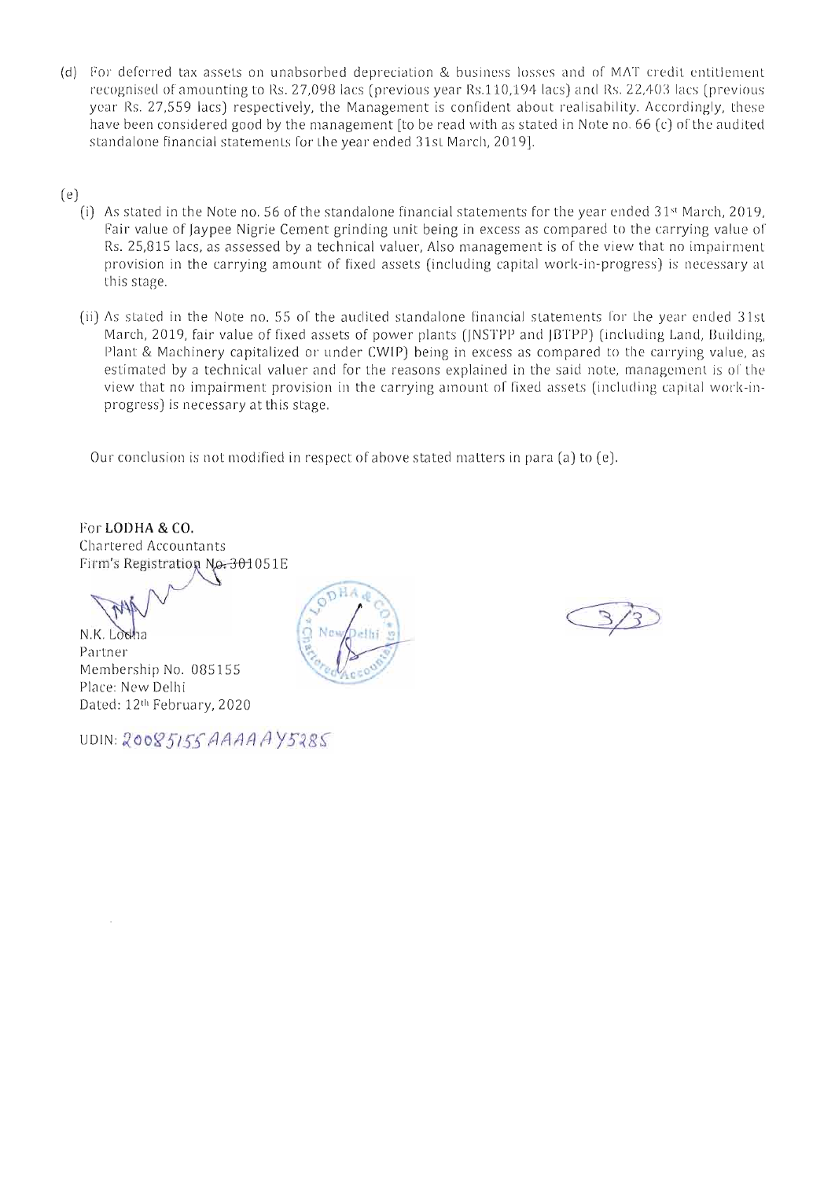(d) For deferred tax assets on unabsorbed depreciation & business losses and of MAT credit entitlement recognised of amounting to Rs. 27,098 lacs (previous year Rs.110,194 lacs) and Rs. 22,403 lacs (previous year Rs. 27,559 lacs) respectively, the Management is confident about realisability. Accordingly, these have been considered good by the management [to be read with as stated in Note no. 66 (c) of the audited standalone financial statements for the year ended 31st March, 2019].

(e)

(i) As stated in the Note no. 56 of the standalone financial statements for the year ended 31st March, 2019, Fair value of Jaypee Nigrie Cement grinding unit being in excess as compared to the carrying value of Rs. 25,815 lacs, as assessed by a technical valuer, Also management is of the view that no impairment provision in the carrying amount of fixed assets (including capital work-in-progress) is necessary at this stage.

(ii) As stated in the Note no. 55 of the audited standalone financial statements for the year ended 31st March, 2019, fair value of fixed assets of power plants (JNSTPP and JBTPP) (including Land, Building, Plant & Machinery capitalized or under CWIP) being in excess as compared to the carrying value, as estimated by a technical valuer and for the reasons explained in the said note, management is of the view that no impairment provision in the carrying amount of fixed assets (including capital work-in-progress) is necessary at this stage.

Our conclusion is not modified in respect of above stated matters in para (a) to (e).

For **LODHA & CO.**
Chartered Accountants
Firm's Registration No. 301051E

N.K. Lodha
Partner
Membership No. 085155
Place: New Delhi
Dated: 12th February, 2020

UDIN: 20085155AAAAAY5285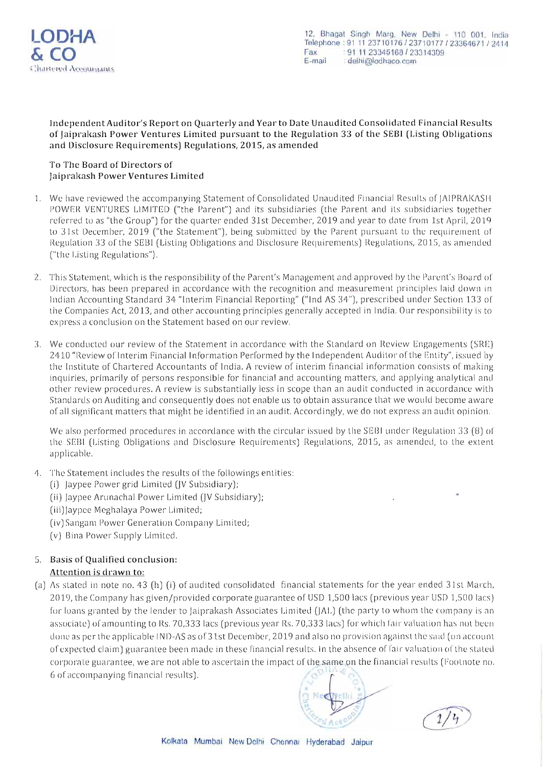Independent Auditor's Report on Quarterly and Year to Date Unaudited Consolidated Financial Results of Jaiprakash Power Ventures Limited pursuant to the Regulation 33 of the SEBI (Listing Obligations and Disclosure Requirements) Regulations, 2015, as amended

To The Board of Directors of
Jaiprakash Power Ventures Limited

1. We have reviewed the accompanying Statement of Consolidated Unaudited Financial Results of JAIPRAKASH POWER VENTURES LIMITED ("the Parent") and its subsidiaries (the Parent and its subsidiaries together referred to as "the Group") for the quarter ended 31st December, 2019 and year to date from 1st April, 2019 to 31st December, 2019 ("the Statement"), being submitted by the Parent pursuant to the requirement of Regulation 33 of the SEBI (Listing Obligations and Disclosure Requirements) Regulations, 2015, as amended ("the Listing Regulations").

2. This Statement, which is the responsibility of the Parent's Management and approved by the Parent's Board of Directors, has been prepared in accordance with the recognition and measurement principles laid down in Indian Accounting Standard 34 "Interim Financial Reporting" ("Ind AS 34"), prescribed under Section 133 of the Companies Act, 2013, and other accounting principles generally accepted in India. Our responsibility is to express a conclusion on the Statement based on our review.

3. We conducted our review of the Statement in accordance with the Standard on Review Engagements (SRE) 2410 "Review of Interim Financial Information Performed by the Independent Auditor of the Entity", issued by the Institute of Chartered Accountants of India. A review of interim financial information consists of making inquiries, primarily of persons responsible for financial and accounting matters, and applying analytical and other review procedures. A review is substantially less in scope than an audit conducted in accordance with Standards on Auditing and consequently does not enable us to obtain assurance that we would become aware of all significant matters that might be identified in an audit. Accordingly, we do not express an audit opinion.

   We also performed procedures in accordance with the circular issued by the SEBI under Regulation 33 (8) of the SEBI (Listing Obligations and Disclosure Requirements) Regulations, 2015, as amended, to the extent applicable.

4. The Statement includes the results of the followings entities:
   (i) Jaypee Power grid Limited (JV Subsidiary);
   (ii) Jaypee Arunachal Power Limited (JV Subsidiary);
   (iii) Jaypee Meghalaya Power Limited;
   (iv) Sangam Power Generation Company Limited;
   (v) Bina Power Supply Limited.

5. **Basis of Qualified conclusion:**
   **Attention is drawn to:**

(a) As stated in note no. 43 (h) (i) of audited consolidated financial statements for the year ended 31st March, 2019, the Company has given/provided corporate guarantee of USD 1,500 lacs (previous year USD 1,500 lacs) for loans granted by the lender to Jaiprakash Associates Limited (JAL) (the party to whom the company is an associate) of amounting to Rs. 70,333 lacs (previous year Rs. 70,333 lacs) for which fair valuation has not been done as per the applicable IND-AS as of 31st December, 2019 and also no provision against the said (on account of expected claim) guarantee been made in these financial results. In the absence of fair valuation of the stated corporate guarantee, we are not able to ascertain the impact of the same on the financial results (Footnote no. 6 of accompanying financial results).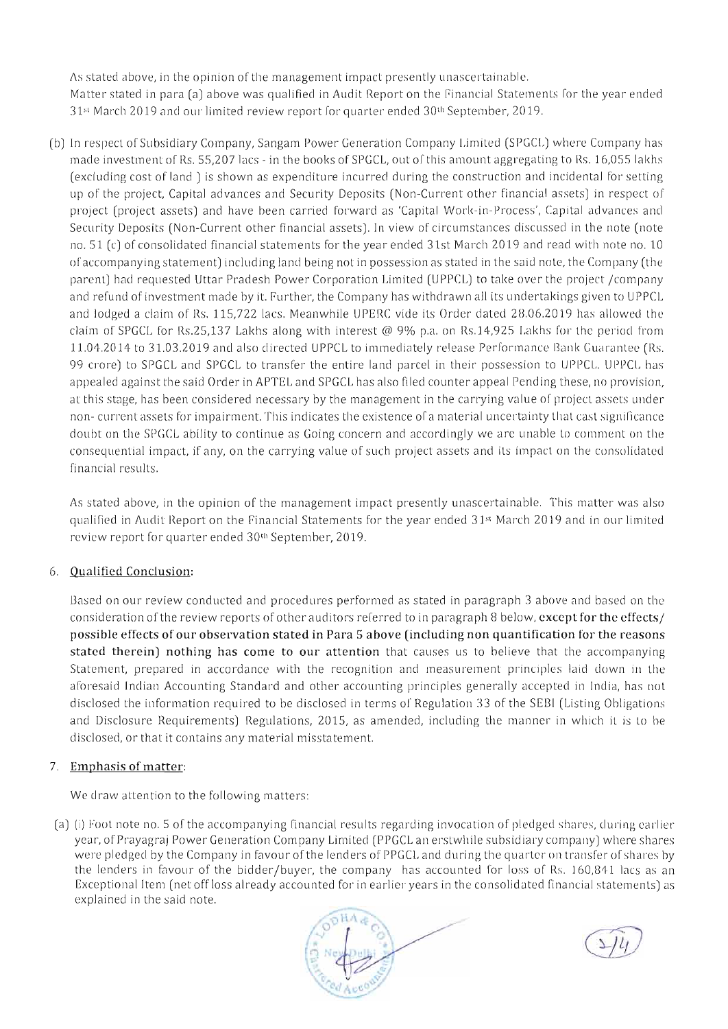As stated above, in the opinion of the management impact presently unascertainable.

Matter stated in para (a) above was qualified in Audit Report on the Financial Statements for the year ended 31st March 2019 and our limited review report for quarter ended 30th September, 2019.

(b) In respect of Subsidiary Company, Sangam Power Generation Company Limited (SPGCL) where Company has made investment of Rs. 55,207 lacs - in the books of SPGCL, out of this amount aggregating to Rs. 16,055 lakhs (excluding cost of land ) is shown as expenditure incurred during the construction and incidental for setting up of the project, Capital advances and Security Deposits (Non-Current other financial assets) in respect of project (project assets) and have been carried forward as 'Capital Work-in-Process', Capital advances and Security Deposits (Non-Current other financial assets). In view of circumstances discussed in the note (note no. 51 (c) of consolidated financial statements for the year ended 31st March 2019 and read with note no. 10 of accompanying statement) including land being not in possession as stated in the said note, the Company (the parent) had requested Uttar Pradesh Power Corporation Limited (UPPCL) to take over the project /company and refund of investment made by it. Further, the Company has withdrawn all its undertakings given to UPPCL and lodged a claim of Rs. 115,722 lacs. Meanwhile UPERC vide its Order dated 28.06.2019 has allowed the claim of SPGCL for Rs.25,137 Lakhs along with interest @ 9% p.a. on Rs.14,925 Lakhs for the period from 11.04.2014 to 31.03.2019 and also directed UPPCL to immediately release Performance Bank Guarantee (Rs. 99 crore) to SPGCL and SPGCL to transfer the entire land parcel in their possession to UPPCL. UPPCL has appealed against the said Order in APTEL and SPGCL has also filed counter appeal Pending these, no provision, at this stage, has been considered necessary by the management in the carrying value of project assets under non- current assets for impairment. This indicates the existence of a material uncertainty that cast significance doubt on the SPGCL ability to continue as Going concern and accordingly we are unable to comment on the consequential impact, if any, on the carrying value of such project assets and its impact on the consolidated financial results.

As stated above, in the opinion of the management impact presently unascertainable. This matter was also qualified in Audit Report on the Financial Statements for the year ended 31st March 2019 and in our limited review report for quarter ended 30th September, 2019.

6. **Qualified Conclusion:**

Based on our review conducted and procedures performed as stated in paragraph 3 above and based on the consideration of the review reports of other auditors referred to in paragraph 8 below, **except for the effects/ possible effects of our observation stated in Para 5 above (including non quantification for the reasons stated therein) nothing has come to our attention** that causes us to believe that the accompanying Statement, prepared in accordance with the recognition and measurement principles laid down in the aforesaid Indian Accounting Standard and other accounting principles generally accepted in India, has not disclosed the information required to be disclosed in terms of Regulation 33 of the SEBI (Listing Obligations and Disclosure Requirements) Regulations, 2015, as amended, including the manner in which it is to be disclosed, or that it contains any material misstatement.

7. **Emphasis of matter:**

We draw attention to the following matters:

(a) (i) Foot note no. 5 of the accompanying financial results regarding invocation of pledged shares, during earlier year, of Prayagraj Power Generation Company Limited (PPGCL an erstwhile subsidiary company) where shares were pledged by the Company in favour of the lenders of PPGCL and during the quarter on transfer of shares by the lenders in favour of the bidder/buyer, the company has accounted for loss of Rs. 160,841 lacs as an Exceptional Item (net off loss already accounted for in earlier years in the consolidated financial statements) as explained in the said note.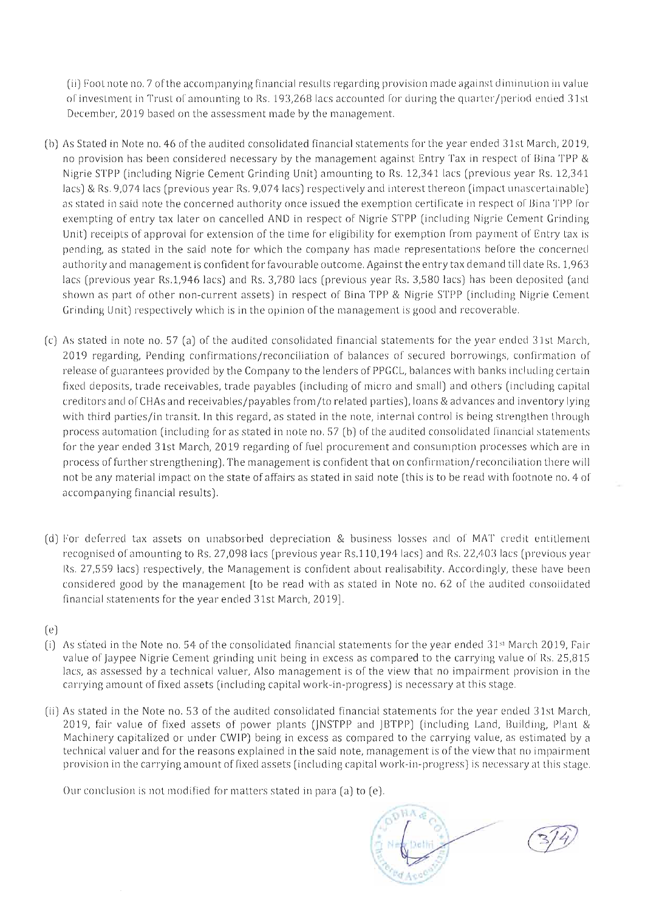(ii) Foot note no. 7 of the accompanying financial results regarding provision made against diminution in value of investment in Trust of amounting to Rs. 193,268 lacs accounted for during the quarter/period ended 31st December, 2019 based on the assessment made by the management.

(b) As Stated in Note no. 46 of the audited consolidated financial statements for the year ended 31st March, 2019, no provision has been considered necessary by the management against Entry Tax in respect of Bina TPP & Nigrie STPP (including Nigrie Cement Grinding Unit) amounting to Rs. 12,341 lacs (previous year Rs. 12,341 lacs) & Rs. 9,074 lacs (previous year Rs. 9,074 lacs) respectively and interest thereon (impact unascertainable) as stated in said note the concerned authority once issued the exemption certificate in respect of Bina TPP for exempting of entry tax later on cancelled AND in respect of Nigrie STPP (including Nigrie Cement Grinding Unit) receipts of approval for extension of the time for eligibility for exemption from payment of Entry tax is pending, as stated in the said note for which the company has made representations before the concerned authority and management is confident for favourable outcome. Against the entry tax demand till date Rs. 1,963 lacs (previous year Rs.1,946 lacs) and Rs. 3,780 lacs (previous year Rs. 3,580 lacs) has been deposited (and shown as part of other non-current assets) in respect of Bina TPP & Nigrie STPP (including Nigrie Cement Grinding Unit) respectively which is in the opinion of the management is good and recoverable.

(c) As stated in note no. 57 (a) of the audited consolidated financial statements for the year ended 31st March, 2019 regarding, Pending confirmations/reconciliation of balances of secured borrowings, confirmation of release of guarantees provided by the Company to the lenders of PPGCL, balances with banks including certain fixed deposits, trade receivables, trade payables (including of micro and small) and others (including capital creditors and of CHAs and receivables/payables from/to related parties), loans & advances and inventory lying with third parties/in transit. In this regard, as stated in the note, internal control is being strengthen through process automation (including for as stated in note no. 57 (b) of the audited consolidated financial statements for the year ended 31st March, 2019 regarding of fuel procurement and consumption processes which are in process of further strengthening). The management is confident that on confirmation/reconciliation there will not be any material impact on the state of affairs as stated in said note (this is to be read with footnote no. 4 of accompanying financial results).

(d) For deferred tax assets on unabsorbed depreciation & business losses and of MAT credit entitlement recognised of amounting to Rs. 27,098 lacs (previous year Rs.110,194 lacs) and Rs. 22,403 lacs (previous year Rs. 27,559 lacs) respectively, the Management is confident about realisability. Accordingly, these have been considered good by the management [to be read with as stated in Note no. 62 of the audited consolidated financial statements for the year ended 31st March, 2019].

(e)

(i) As stated in the Note no. 54 of the consolidated financial statements for the year ended 31st March 2019, Fair value of Jaypee Nigrie Cement grinding unit being in excess as compared to the carrying value of Rs. 25,815 lacs, as assessed by a technical valuer, Also management is of the view that no impairment provision in the carrying amount of fixed assets (including capital work-in-progress) is necessary at this stage.

(ii) As stated in the Note no. 53 of the audited consolidated financial statements for the year ended 31st March, 2019, fair value of fixed assets of power plants (JNSTPP and JBTPP) (including Land, Building, Plant & Machinery capitalized or under CWIP) being in excess as compared to the carrying value, as estimated by a technical valuer and for the reasons explained in the said note, management is of the view that no impairment provision in the carrying amount of fixed assets (including capital work-in-progress) is necessary at this stage.

Our conclusion is not modified for matters stated in para (a) to (e).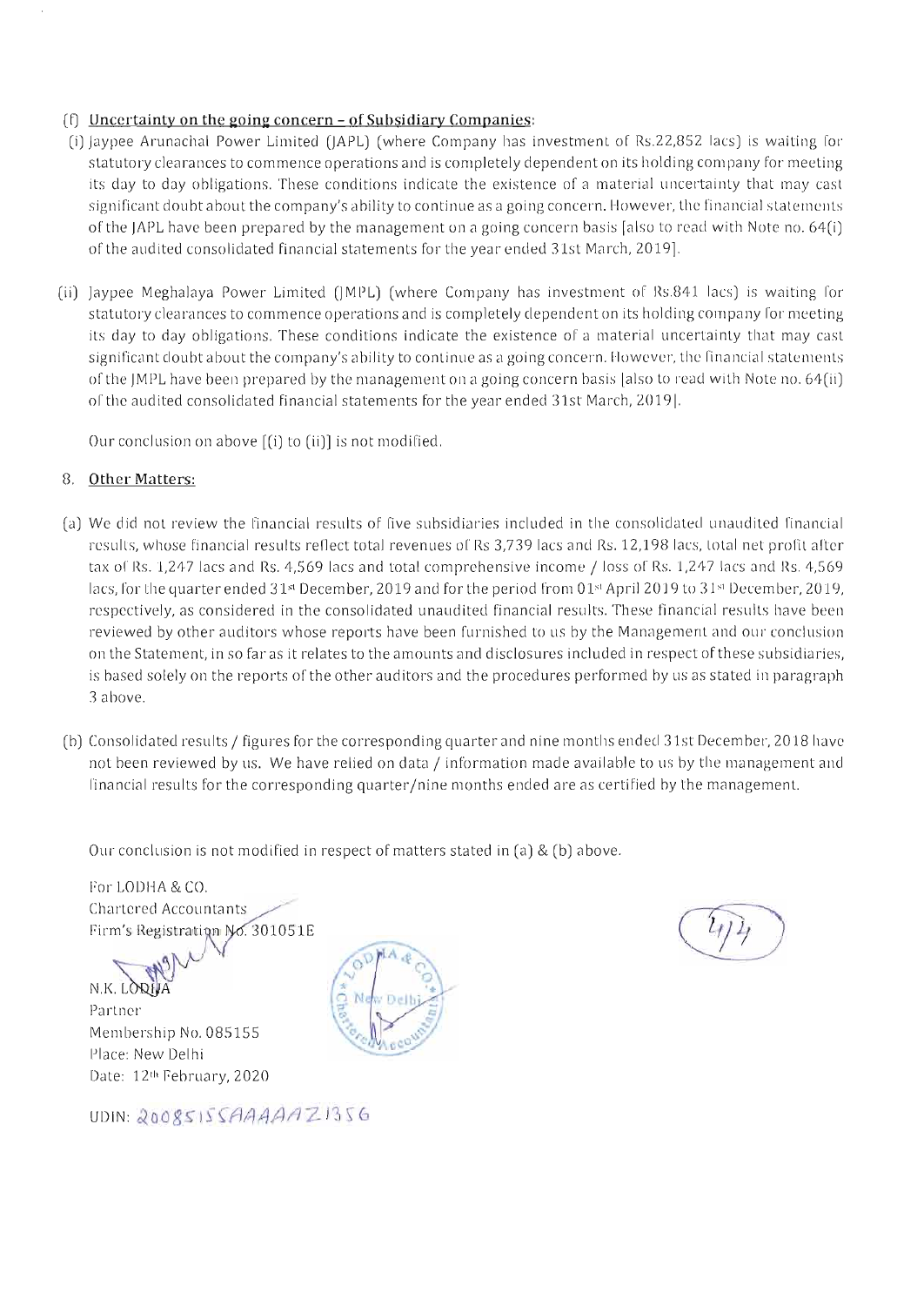(f) **Uncertainty on the going concern – of Subsidiary Companies:**

(i) Jaypee Arunachal Power Limited (JAPL) (where Company has investment of Rs.22,852 lacs) is waiting for statutory clearances to commence operations and is completely dependent on its holding company for meeting its day to day obligations. These conditions indicate the existence of a material uncertainty that may cast significant doubt about the company's ability to continue as a going concern. However, the financial statements of the JAPL have been prepared by the management on a going concern basis [also to read with Note no. 64(i) of the audited consolidated financial statements for the year ended 31st March, 2019].

(ii) Jaypee Meghalaya Power Limited (JMPL) (where Company has investment of Rs.841 lacs) is waiting for statutory clearances to commence operations and is completely dependent on its holding company for meeting its day to day obligations. These conditions indicate the existence of a material uncertainty that may cast significant doubt about the company's ability to continue as a going concern. However, the financial statements of the JMPL have been prepared by the management on a going concern basis [also to read with Note no. 64(ii) of the audited consolidated financial statements for the year ended 31st March, 2019].

Our conclusion on above [(i) to (ii)] is not modified.

8. **Other Matters:**

(a) We did not review the financial results of five subsidiaries included in the consolidated unaudited financial results, whose financial results reflect total revenues of Rs 3,739 lacs and Rs. 12,198 lacs, total net profit after tax of Rs. 1,247 lacs and Rs. 4,569 lacs and total comprehensive income / loss of Rs. 1,247 lacs and Rs. 4,569 lacs, for the quarter ended 31st December, 2019 and for the period from 01st April 2019 to 31st December, 2019, respectively, as considered in the consolidated unaudited financial results. These financial results have been reviewed by other auditors whose reports have been furnished to us by the Management and our conclusion on the Statement, in so far as it relates to the amounts and disclosures included in respect of these subsidiaries, is based solely on the reports of the other auditors and the procedures performed by us as stated in paragraph 3 above.

(b) Consolidated results / figures for the corresponding quarter and nine months ended 31st December, 2018 have not been reviewed by us. We have relied on data / information made available to us by the management and financial results for the corresponding quarter/nine months ended are as certified by the management.

Our conclusion is not modified in respect of matters stated in (a) & (b) above.

For LODHA & CO.
Chartered Accountants
Firm's Registration No. 301051E

N.K. LODHA
Partner
Membership No. 085155
Place: New Delhi
Date: 12th February, 2020

UDIN: 20085155AAAAAZ1356